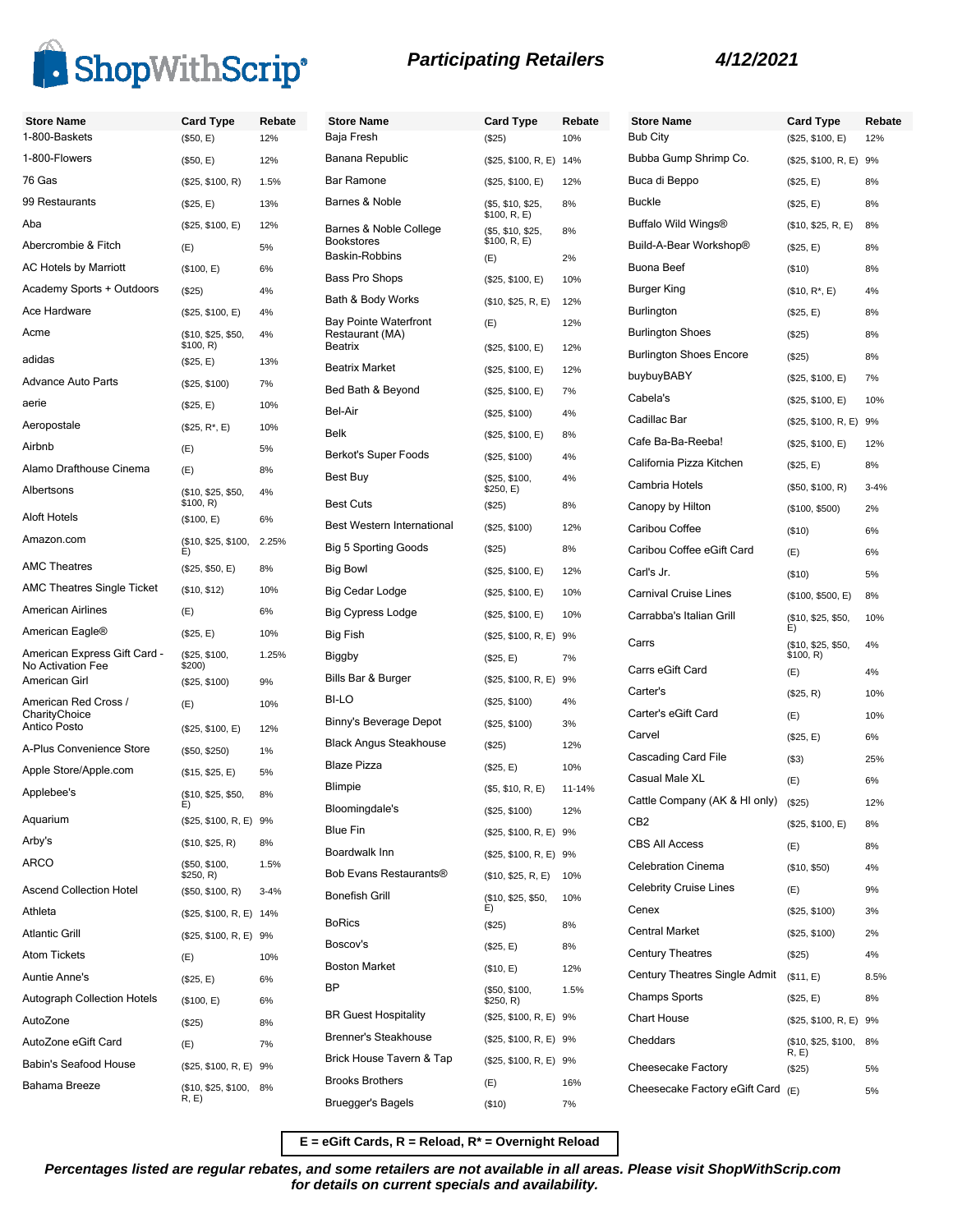ShopWithScrip®

## Participating Retailers

4/12/2021

| Store Name | Card Type | Rebate |
|---|---|---|
| 1-800-Baskets | ($50, E) | 12% |
| 1-800-Flowers | ($50, E) | 12% |
| 76 Gas | ($25, $100, R) | 1.5% |
| 99 Restaurants | ($25, E) | 13% |
| Aba | ($25, $100, E) | 12% |
| Abercrombie & Fitch | (E) | 5% |
| AC Hotels by Marriott | ($100, E) | 6% |
| Academy Sports + Outdoors | ($25) | 4% |
| Ace Hardware | ($25, $100, E) | 4% |
| Acme | ($10, $25, $50, $100, R) | 4% |
| adidas | ($25, E) | 13% |
| Advance Auto Parts | ($25, $100) | 7% |
| aerie | ($25, E) | 10% |
| Aeropostale | ($25, R*, E) | 10% |
| Airbnb | (E) | 5% |
| Alamo Drafthouse Cinema | (E) | 8% |
| Albertsons | ($10, $25, $50, $100, R) | 4% |
| Aloft Hotels | ($100, E) | 6% |
| Amazon.com | ($10, $25, $100, E) | 2.25% |
| AMC Theatres | ($25, $50, E) | 8% |
| AMC Theatres Single Ticket | ($10, $12) | 10% |
| American Airlines | (E) | 6% |
| American Eagle® | ($25, E) | 10% |
| American Express Gift Card - No Activation Fee | ($25, $100, $200) | 1.25% |
| American Girl | ($25, $100) | 9% |
| American Red Cross / CharityChoice | (E) | 10% |
| Antico Posto | ($25, $100, E) | 12% |
| A-Plus Convenience Store | ($50, $250) | 1% |
| Apple Store/Apple.com | ($15, $25, E) | 5% |
| Applebee's | ($10, $25, $50, E) | 8% |
| Aquarium | ($25, $100, R, E) | 9% |
| Arby's | ($10, $25, R) | 8% |
| ARCO | ($50, $100, $250, R) | 1.5% |
| Ascend Collection Hotel | ($50, $100, R) | 3-4% |
| Athleta | ($25, $100, R, E) | 14% |
| Atlantic Grill | ($25, $100, R, E) | 9% |
| Atom Tickets | (E) | 10% |
| Auntie Anne's | ($25, E) | 6% |
| Autograph Collection Hotels | ($100, E) | 6% |
| AutoZone | ($25) | 8% |
| AutoZone eGift Card | (E) | 7% |
| Babin's Seafood House | ($25, $100, R, E) | 9% |
| Bahama Breeze | ($10, $25, $100, R, E) | 8% |
| Baja Fresh | ($25) | 10% |
| Banana Republic | ($25, $100, R, E) | 14% |
| Bar Ramone | ($25, $100, E) | 12% |
| Barnes & Noble | ($5, $10, $25, $100, R, E) | 8% |
| Barnes & Noble College Bookstores | ($5, $10, $25, $100, R, E) | 8% |
| Baskin-Robbins | (E) | 2% |
| Bass Pro Shops | ($25, $100, E) | 10% |
| Bath & Body Works | ($10, $25, R, E) | 12% |
| Bay Pointe Waterfront Restaurant (MA) | (E) | 12% |
| Beatrix | ($25, $100, E) | 12% |
| Beatrix Market | ($25, $100, E) | 12% |
| Bed Bath & Beyond | ($25, $100, E) | 7% |
| Bel-Air | ($25, $100) | 4% |
| Belk | ($25, $100, E) | 8% |
| Berkot's Super Foods | ($25, $100) | 4% |
| Best Buy | ($25, $100, $250, E) | 4% |
| Best Cuts | ($25) | 8% |
| Best Western International | ($25, $100) | 12% |
| Big 5 Sporting Goods | ($25) | 8% |
| Big Bowl | ($25, $100, E) | 12% |
| Big Cedar Lodge | ($25, $100, E) | 10% |
| Big Cypress Lodge | ($25, $100, E) | 10% |
| Big Fish | ($25, $100, R, E) | 9% |
| Biggby | ($25, E) | 7% |
| Bills Bar & Burger | ($25, $100, R, E) | 9% |
| BI-LO | ($25, $100) | 4% |
| Binny's Beverage Depot | ($25, $100) | 3% |
| Black Angus Steakhouse | ($25) | 12% |
| Blaze Pizza | ($25, E) | 10% |
| Blimpie | ($5, $10, R, E) | 11-14% |
| Bloomingdale's | ($25, $100) | 12% |
| Blue Fin | ($25, $100, R, E) | 9% |
| Boardwalk Inn | ($25, $100, R, E) | 9% |
| Bob Evans Restaurants® | ($10, $25, R, E) | 10% |
| Bonefish Grill | ($10, $25, $50, E) | 10% |
| BoRics | ($25) | 8% |
| Boscov's | ($25, E) | 8% |
| Boston Market | ($10, E) | 12% |
| BP | ($50, $100, $250, R) | 1.5% |
| BR Guest Hospitality | ($25, $100, R, E) | 9% |
| Brenner's Steakhouse | ($25, $100, R, E) | 9% |
| Brick House Tavern & Tap | ($25, $100, R, E) | 9% |
| Brooks Brothers | (E) | 16% |
| Bruegger's Bagels | ($10) | 7% |
| Bub City | ($25, $100, E) | 12% |
| Bubba Gump Shrimp Co. | ($25, $100, R, E) | 9% |
| Buca di Beppo | ($25, E) | 8% |
| Buckle | ($25, E) | 8% |
| Buffalo Wild Wings® | ($10, $25, R, E) | 8% |
| Build-A-Bear Workshop® | ($25, E) | 8% |
| Buona Beef | ($10) | 8% |
| Burger King | ($10, R*, E) | 4% |
| Burlington | ($25, E) | 8% |
| Burlington Shoes | ($25) | 8% |
| Burlington Shoes Encore | ($25) | 8% |
| buybuyBABY | ($25, $100, E) | 7% |
| Cabela's | ($25, $100, E) | 10% |
| Cadillac Bar | ($25, $100, R, E) | 9% |
| Cafe Ba-Ba-Reeba! | ($25, $100, E) | 12% |
| California Pizza Kitchen | ($25, E) | 8% |
| Cambria Hotels | ($50, $100, R) | 3-4% |
| Canopy by Hilton | ($100, $500) | 2% |
| Caribou Coffee | ($10) | 6% |
| Caribou Coffee eGift Card | (E) | 6% |
| Carl's Jr. | ($10) | 5% |
| Carnival Cruise Lines | ($100, $500, E) | 8% |
| Carrabba's Italian Grill | ($10, $25, $50, E) | 10% |
| Carrs | ($10, $25, $50, $100, R) | 4% |
| Carrs eGift Card | (E) | 4% |
| Carter's | ($25, R) | 10% |
| Carter's eGift Card | (E) | 10% |
| Carvel | ($25, E) | 6% |
| Cascading Card File | ($3) | 25% |
| Casual Male XL | (E) | 6% |
| Cattle Company (AK & HI only) | ($25) | 12% |
| CB2 | ($25, $100, E) | 8% |
| CBS All Access | (E) | 8% |
| Celebration Cinema | ($10, $50) | 4% |
| Celebrity Cruise Lines | (E) | 9% |
| Cenex | ($25, $100) | 3% |
| Central Market | ($25, $100) | 2% |
| Century Theatres | ($25) | 4% |
| Century Theatres Single Admit | ($11, E) | 8.5% |
| Champs Sports | ($25, E) | 8% |
| Chart House | ($25, $100, R, E) | 9% |
| Cheddars | ($10, $25, $100, R, E) | 8% |
| Cheesecake Factory | ($25) | 5% |
| Cheesecake Factory eGift Card | (E) | 5% |

**E = eGift Cards, R = Reload, R* = Overnight Reload**

***Percentages listed are regular rebates, and some retailers are not available in all areas. Please visit ShopWithScrip.com for details on current specials and availability.***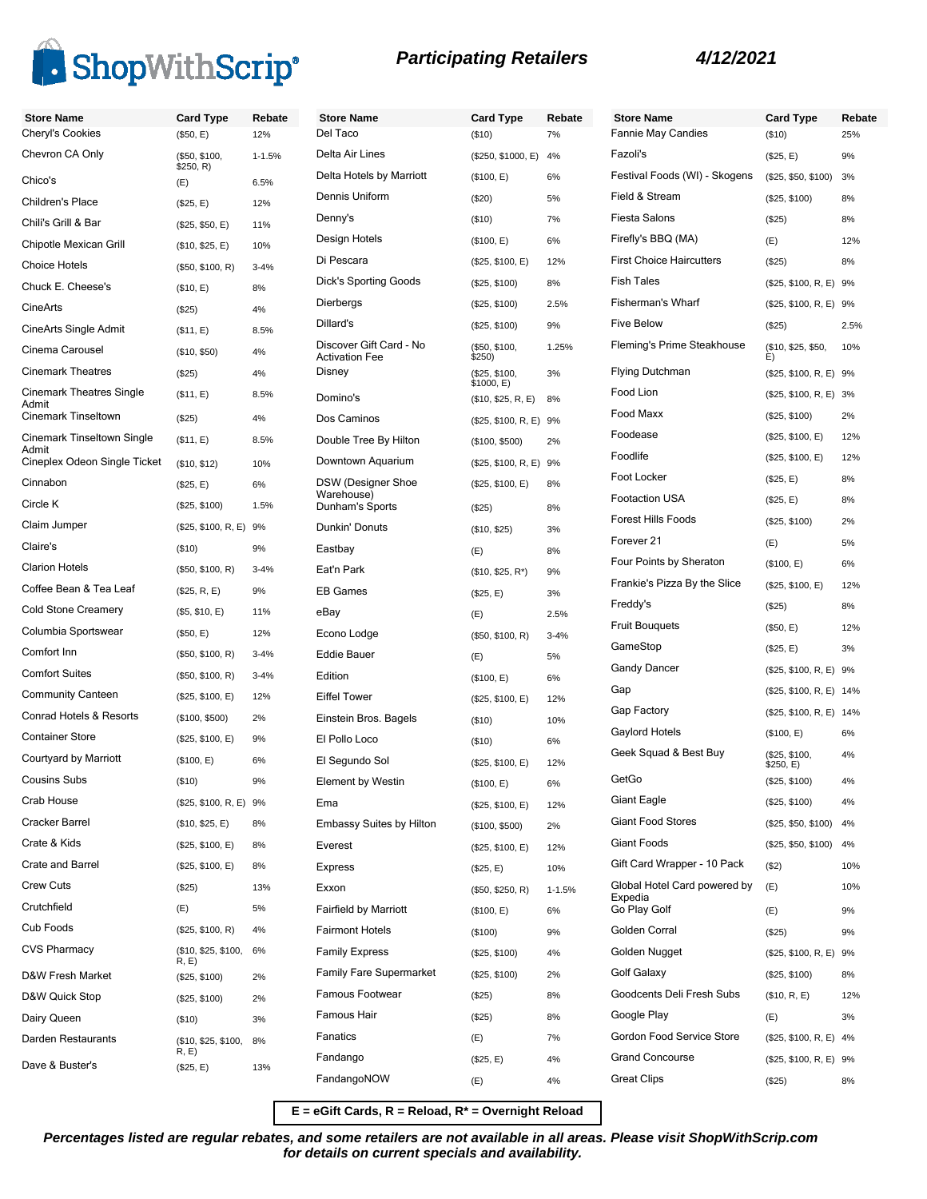# Participating Retailers

4/12/2021

| Store Name | Card Type | Rebate |
|---|---|---|
| Cheryl's Cookies | ($50, E) | 12% |
| Chevron CA Only | ($50, $100, $250, R) | 1-1.5% |
| Chico's | (E) | 6.5% |
| Children's Place | ($25, E) | 12% |
| Chili's Grill & Bar | ($25, $50, E) | 11% |
| Chipotle Mexican Grill | ($10, $25, E) | 10% |
| Choice Hotels | ($50, $100, R) | 3-4% |
| Chuck E. Cheese's | ($10, E) | 8% |
| CineArts | ($25) | 4% |
| CineArts Single Admit | ($11, E) | 8.5% |
| Cinema Carousel | ($10, $50) | 4% |
| Cinemark Theatres | ($25) | 4% |
| Cinemark Theatres Single Admit | ($11, E) | 8.5% |
| Cinemark Tinseltown | ($25) | 4% |
| Cinemark Tinseltown Single Admit | ($11, E) | 8.5% |
| Cineplex Odeon Single Ticket | ($10, $12) | 10% |
| Cinnabon | ($25, E) | 6% |
| Circle K | ($25, $100) | 1.5% |
| Claim Jumper | ($25, $100, R, E) | 9% |
| Claire's | ($10) | 9% |
| Clarion Hotels | ($50, $100, R) | 3-4% |
| Coffee Bean & Tea Leaf | ($25, R, E) | 9% |
| Cold Stone Creamery | ($5, $10, E) | 11% |
| Columbia Sportswear | ($50, E) | 12% |
| Comfort Inn | ($50, $100, R) | 3-4% |
| Comfort Suites | ($50, $100, R) | 3-4% |
| Community Canteen | ($25, $100, E) | 12% |
| Conrad Hotels & Resorts | ($100, $500) | 2% |
| Container Store | ($25, $100, E) | 9% |
| Courtyard by Marriott | ($100, E) | 6% |
| Cousins Subs | ($10) | 9% |
| Crab House | ($25, $100, R, E) | 9% |
| Cracker Barrel | ($10, $25, E) | 8% |
| Crate & Kids | ($25, $100, E) | 8% |
| Crate and Barrel | ($25, $100, E) | 8% |
| Crew Cuts | ($25) | 13% |
| Crutchfield | (E) | 5% |
| Cub Foods | ($25, $100, R) | 4% |
| CVS Pharmacy | ($10, $25, $100, R, E) | 6% |
| D&W Fresh Market | ($25, $100) | 2% |
| D&W Quick Stop | ($25, $100) | 2% |
| Dairy Queen | ($10) | 3% |
| Darden Restaurants | ($10, $25, $100, R, E) | 8% |
| Dave & Buster's | ($25, E) | 13% |
| Del Taco | ($10) | 7% |
| Delta Air Lines | ($250, $1000, E) | 4% |
| Delta Hotels by Marriott | ($100, E) | 6% |
| Dennis Uniform | ($20) | 5% |
| Denny's | ($10) | 7% |
| Design Hotels | ($100, E) | 6% |
| Di Pescara | ($25, $100, E) | 12% |
| Dick's Sporting Goods | ($25, $100) | 8% |
| Dierbergs | ($25, $100) | 2.5% |
| Dillard's | ($25, $100) | 9% |
| Discover Gift Card - No Activation Fee | ($50, $100, $250) | 1.25% |
| Disney | ($25, $100, $1000, E) | 3% |
| Domino's | ($10, $25, R, E) | 8% |
| Dos Caminos | ($25, $100, R, E) | 9% |
| Double Tree By Hilton | ($100, $500) | 2% |
| Downtown Aquarium | ($25, $100, R, E) | 9% |
| DSW (Designer Shoe Warehouse) | ($25, $100, E) | 8% |
| Dunham's Sports | ($25) | 8% |
| Dunkin' Donuts | ($10, $25) | 3% |
| Eastbay | (E) | 8% |
| Eat'n Park | ($10, $25, R*) | 9% |
| EB Games | ($25, E) | 3% |
| eBay | (E) | 2.5% |
| Econo Lodge | ($50, $100, R) | 3-4% |
| Eddie Bauer | (E) | 5% |
| Edition | ($100, E) | 6% |
| Eiffel Tower | ($25, $100, E) | 12% |
| Einstein Bros. Bagels | ($10) | 10% |
| El Pollo Loco | ($10) | 6% |
| El Segundo Sol | ($25, $100, E) | 12% |
| Element by Westin | ($100, E) | 6% |
| Ema | ($25, $100, E) | 12% |
| Embassy Suites by Hilton | ($100, $500) | 2% |
| Everest | ($25, $100, E) | 12% |
| Express | ($25, E) | 10% |
| Exxon | ($50, $250, R) | 1-1.5% |
| Fairfield by Marriott | ($100, E) | 6% |
| Fairmont Hotels | ($100) | 9% |
| Family Express | ($25, $100) | 4% |
| Family Fare Supermarket | ($25, $100) | 2% |
| Famous Footwear | ($25) | 8% |
| Famous Hair | ($25) | 8% |
| Fanatics | (E) | 7% |
| Fandango | ($25, E) | 4% |
| FandangoNOW | (E) | 4% |
| Fannie May Candies | ($10) | 25% |
| Fazoli's | ($25, E) | 9% |
| Festival Foods (WI) - Skogens | ($25, $50, $100) | 3% |
| Field & Stream | ($25, $100) | 8% |
| Fiesta Salons | ($25) | 8% |
| Firefly's BBQ (MA) | (E) | 12% |
| First Choice Haircutters | ($25) | 8% |
| Fish Tales | ($25, $100, R, E) | 9% |
| Fisherman's Wharf | ($25, $100, R, E) | 9% |
| Five Below | ($25) | 2.5% |
| Fleming's Prime Steakhouse | ($10, $25, $50, E) | 10% |
| Flying Dutchman | ($25, $100, R, E) | 9% |
| Food Lion | ($25, $100, R, E) | 3% |
| Food Maxx | ($25, $100) | 2% |
| Foodease | ($25, $100, E) | 12% |
| Foodlife | ($25, $100, E) | 12% |
| Foot Locker | ($25, E) | 8% |
| Footaction USA | ($25, E) | 8% |
| Forest Hills Foods | ($25, $100) | 2% |
| Forever 21 | (E) | 5% |
| Four Points by Sheraton | ($100, E) | 6% |
| Frankie's Pizza By the Slice | ($25, $100, E) | 12% |
| Freddy's | ($25) | 8% |
| Fruit Bouquets | ($50, E) | 12% |
| GameStop | ($25, E) | 3% |
| Gandy Dancer | ($25, $100, R, E) | 9% |
| Gap | ($25, $100, R, E) | 14% |
| Gap Factory | ($25, $100, R, E) | 14% |
| Gaylord Hotels | ($100, E) | 6% |
| Geek Squad & Best Buy | ($25, $100, $250, E) | 4% |
| GetGo | ($25, $100) | 4% |
| Giant Eagle | ($25, $100) | 4% |
| Giant Food Stores | ($25, $50, $100) | 4% |
| Giant Foods | ($25, $50, $100) | 4% |
| Gift Card Wrapper - 10 Pack | ($2) | 10% |
| Global Hotel Card powered by Expedia | (E) | 10% |
| Go Play Golf | (E) | 9% |
| Golden Corral | ($25) | 9% |
| Golden Nugget | ($25, $100, R, E) | 9% |
| Golf Galaxy | ($25, $100) | 8% |
| Goodcents Deli Fresh Subs | ($10, R, E) | 12% |
| Google Play | (E) | 3% |
| Gordon Food Service Store | ($25, $100, R, E) | 4% |
| Grand Concourse | ($25, $100, R, E) | 9% |
| Great Clips | ($25) | 8% |

**E = eGift Cards, R = Reload, R* = Overnight Reload**

***Percentages listed are regular rebates, and some retailers are not available in all areas. Please visit ShopWithScrip.com for details on current specials and availability.***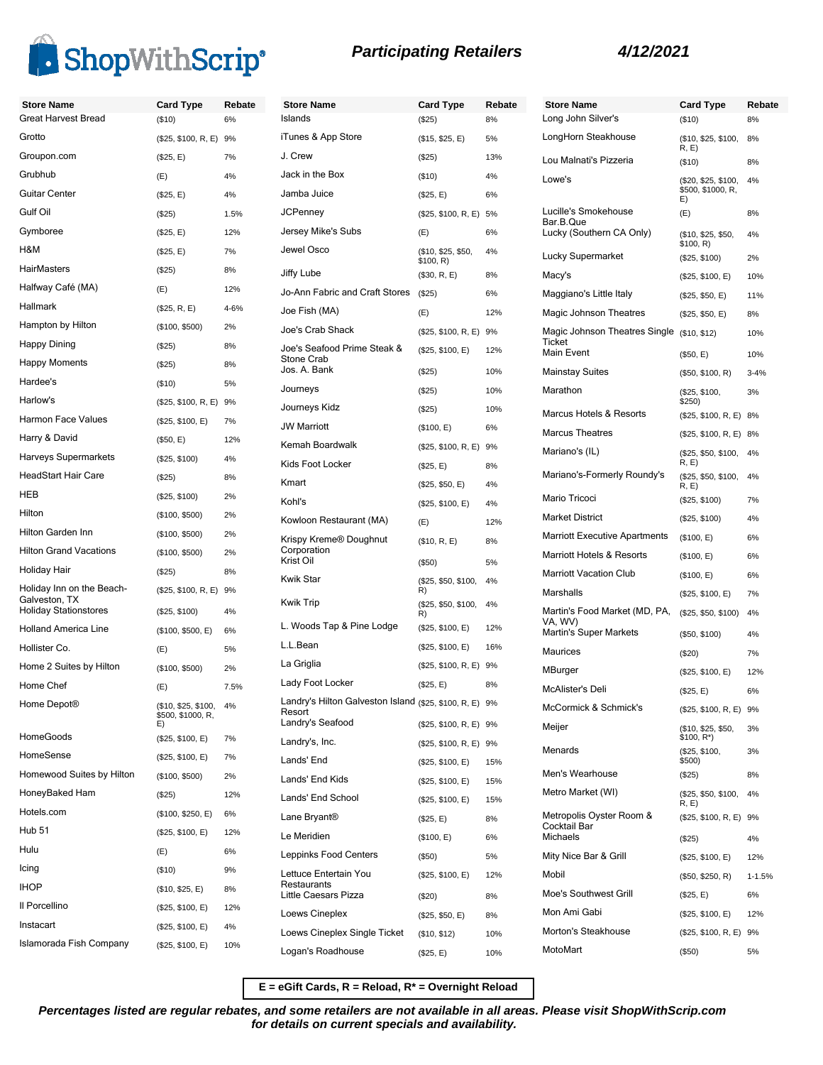# ShopWithScrip®

## Participating Retailers

**4/12/2021**

| Store Name | Card Type | Rebate |
|---|---|---|
| Great Harvest Bread | ($10) | 6% |
| Grotto | ($25, $100, R, E) | 9% |
| Groupon.com | ($25, E) | 7% |
| Grubhub | (E) | 4% |
| Guitar Center | ($25, E) | 4% |
| Gulf Oil | ($25) | 1.5% |
| Gymboree | ($25, E) | 12% |
| H&M | ($25, E) | 7% |
| HairMasters | ($25) | 8% |
| Halfway Café (MA) | (E) | 12% |
| Hallmark | ($25, R, E) | 4-6% |
| Hampton by Hilton | ($100, $500) | 2% |
| Happy Dining | ($25) | 8% |
| Happy Moments | ($25) | 8% |
| Hardee's | ($10) | 5% |
| Harlow's | ($25, $100, R, E) | 9% |
| Harmon Face Values | ($25, $100, E) | 7% |
| Harry & David | ($50, E) | 12% |
| Harveys Supermarkets | ($25, $100) | 4% |
| HeadStart Hair Care | ($25) | 8% |
| HEB | ($25, $100) | 2% |
| Hilton | ($100, $500) | 2% |
| Hilton Garden Inn | ($100, $500) | 2% |
| Hilton Grand Vacations | ($100, $500) | 2% |
| Holiday Hair | ($25) | 8% |
| Holiday Inn on the Beach-Galveston, TX | ($25, $100, R, E) | 9% |
| Holiday Stationstores | ($25, $100) | 4% |
| Holland America Line | ($100, $500, E) | 6% |
| Hollister Co. | (E) | 5% |
| Home 2 Suites by Hilton | ($100, $500) | 2% |
| Home Chef | (E) | 7.5% |
| Home Depot® | ($10, $25, $100, $500, $1000, R, E) | 4% |
| HomeGoods | ($25, $100, E) | 7% |
| HomeSense | ($25, $100, E) | 7% |
| Homewood Suites by Hilton | ($100, $500) | 2% |
| HoneyBaked Ham | ($25) | 12% |
| Hotels.com | ($100, $250, E) | 6% |
| Hub 51 | ($25, $100, E) | 12% |
| Hulu | (E) | 6% |
| Icing | ($10) | 9% |
| IHOP | ($10, $25, E) | 8% |
| Il Porcellino | ($25, $100, E) | 12% |
| Instacart | ($25, $100, E) | 4% |
| Islamorada Fish Company | ($25, $100, E) | 10% |
| Islands | ($25) | 8% |
| iTunes & App Store | ($15, $25, E) | 5% |
| J. Crew | ($25) | 13% |
| Jack in the Box | ($10) | 4% |
| Jamba Juice | ($25, E) | 6% |
| JCPenney | ($25, $100, R, E) | 5% |
| Jersey Mike's Subs | (E) | 6% |
| Jewel Osco | ($10, $25, $50, $100, R) | 4% |
| Jiffy Lube | ($30, R, E) | 8% |
| Jo-Ann Fabric and Craft Stores | ($25) | 6% |
| Joe Fish (MA) | (E) | 12% |
| Joe's Crab Shack | ($25, $100, R, E) | 9% |
| Joe's Seafood Prime Steak & Stone Crab | ($25, $100, E) | 12% |
| Jos. A. Bank | ($25) | 10% |
| Journeys | ($25) | 10% |
| Journeys Kidz | ($25) | 10% |
| JW Marriott | ($100, E) | 6% |
| Kemah Boardwalk | ($25, $100, R, E) | 9% |
| Kids Foot Locker | ($25, E) | 8% |
| Kmart | ($25, $50, E) | 4% |
| Kohl's | ($25, $100, E) | 4% |
| Kowloon Restaurant (MA) | (E) | 12% |
| Krispy Kreme® Doughnut Corporation | ($10, R, E) | 8% |
| Krist Oil | ($50) | 5% |
| Kwik Star | ($25, $50, $100, R) | 4% |
| Kwik Trip | ($25, $50, $100, R) | 4% |
| L. Woods Tap & Pine Lodge | ($25, $100, E) | 12% |
| L.L.Bean | ($25, $100, E) | 16% |
| La Griglia | ($25, $100, R, E) | 9% |
| Lady Foot Locker | ($25, E) | 8% |
| Landry's Hilton Galveston Island Resort | ($25, $100, R, E) | 9% |
| Landry's Seafood | ($25, $100, R, E) | 9% |
| Landry's, Inc. | ($25, $100, R, E) | 9% |
| Lands' End | ($25, $100, E) | 15% |
| Lands' End Kids | ($25, $100, E) | 15% |
| Lands' End School | ($25, $100, E) | 15% |
| Lane Bryant® | ($25, E) | 8% |
| Le Meridien | ($100, E) | 6% |
| Leppinks Food Centers | ($50) | 5% |
| Lettuce Entertain You Restaurants | ($25, $100, E) | 12% |
| Little Caesars Pizza | ($20) | 8% |
| Loews Cineplex | ($25, $50, E) | 8% |
| Loews Cineplex Single Ticket | ($10, $12) | 10% |
| Logan's Roadhouse | ($25, E) | 10% |
| Long John Silver's | ($10) | 8% |
| LongHorn Steakhouse | ($10, $25, $100, R, E) | 8% |
| Lou Malnati's Pizzeria | ($10) | 8% |
| Lowe's | ($20, $25, $100, $500, $1000, R, E) | 4% |
| Lucille's Smokehouse Bar.B.Que | (E) | 8% |
| Lucky (Southern CA Only) | ($10, $25, $50, $100, R) | 4% |
| Lucky Supermarket | ($25, $100) | 2% |
| Macy's | ($25, $100, E) | 10% |
| Maggiano's Little Italy | ($25, $50, E) | 11% |
| Magic Johnson Theatres | ($25, $50, E) | 8% |
| Magic Johnson Theatres Single Ticket | ($10, $12) | 10% |
| Main Event | ($50, E) | 10% |
| Mainstay Suites | ($50, $100, R) | 3-4% |
| Marathon | ($25, $100, $250) | 3% |
| Marcus Hotels & Resorts | ($25, $100, R, E) | 8% |
| Marcus Theatres | ($25, $100, R, E) | 8% |
| Mariano's (IL) | ($25, $50, $100, R, E) | 4% |
| Mariano's-Formerly Roundy's | ($25, $50, $100, R, E) | 4% |
| Mario Tricoci | ($25, $100) | 7% |
| Market District | ($25, $100) | 4% |
| Marriott Executive Apartments | ($100, E) | 6% |
| Marriott Hotels & Resorts | ($100, E) | 6% |
| Marriott Vacation Club | ($100, E) | 6% |
| Marshalls | ($25, $100, E) | 7% |
| Martin's Food Market (MD, PA, VA, WV) | ($25, $50, $100) | 4% |
| Martin's Super Markets | ($50, $100) | 4% |
| Maurices | ($20) | 7% |
| MBurger | ($25, $100, E) | 12% |
| McAlister's Deli | ($25, E) | 6% |
| McCormick & Schmick's | ($25, $100, R, E) | 9% |
| Meijer | ($10, $25, $50, $100, R*) | 3% |
| Menards | ($25, $100, $500) | 3% |
| Men's Wearhouse | ($25) | 8% |
| Metro Market (WI) | ($25, $50, $100, R, E) | 4% |
| Metropolis Oyster Room & Cocktail Bar | ($25, $100, R, E) | 9% |
| Michaels | ($25) | 4% |
| Mity Nice Bar & Grill | ($25, $100, E) | 12% |
| Mobil | ($50, $250, R) | 1-1.5% |
| Moe's Southwest Grill | ($25, E) | 6% |
| Mon Ami Gabi | ($25, $100, E) | 12% |
| Morton's Steakhouse | ($25, $100, R, E) | 9% |
| MotoMart | ($50) | 5% |

**E = eGift Cards, R = Reload, R* = Overnight Reload**

***Percentages listed are regular rebates, and some retailers are not available in all areas. Please visit ShopWithScrip.com for details on current specials and availability.***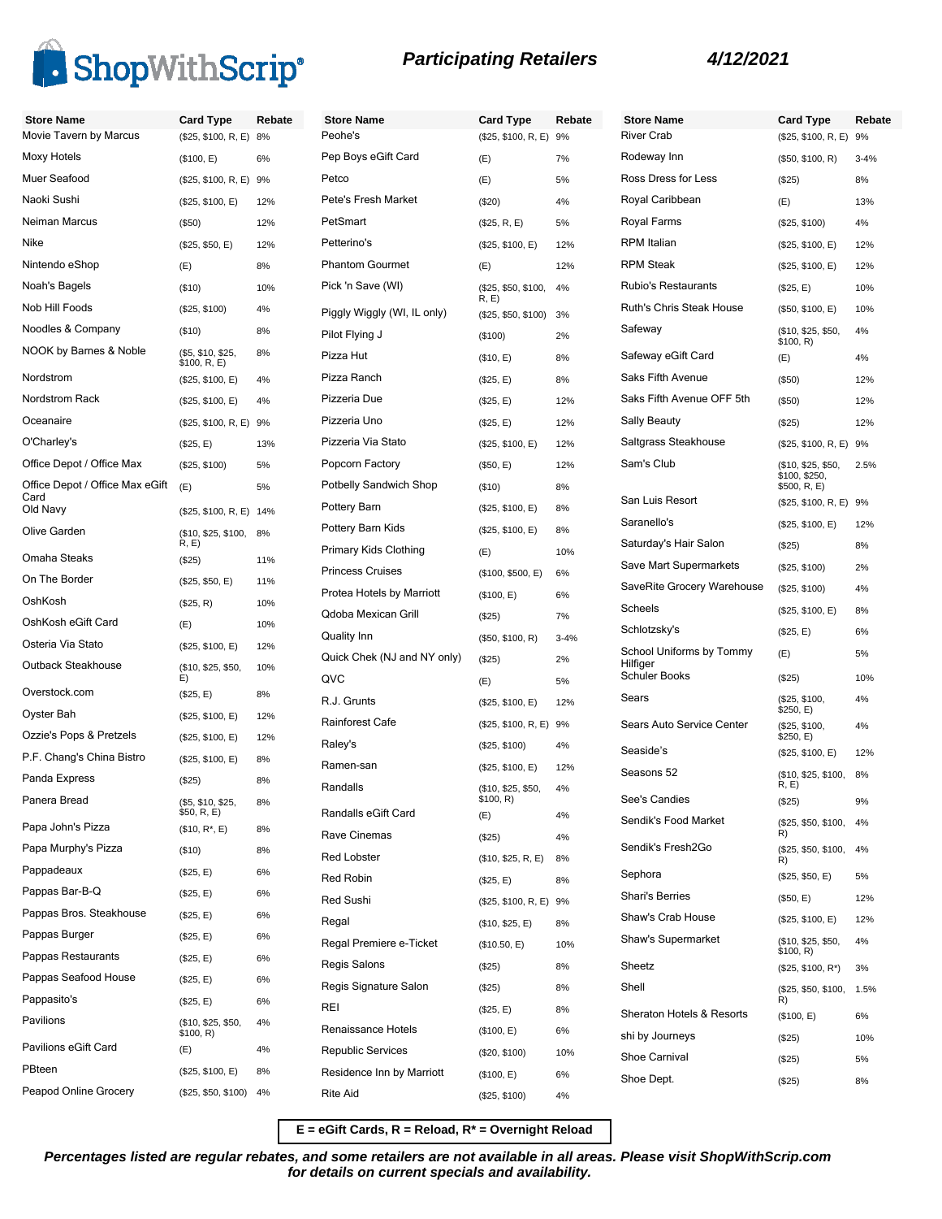ShopWithScrip®

## Participating Retailers

**4/12/2021**

| Store Name | Card Type | Rebate |
|---|---|---|
| Movie Tavern by Marcus | ($25, $100, R, E) | 8% |
| Moxy Hotels | ($100, E) | 6% |
| Muer Seafood | ($25, $100, R, E) | 9% |
| Naoki Sushi | ($25, $100, E) | 12% |
| Neiman Marcus | ($50) | 12% |
| Nike | ($25, $50, E) | 12% |
| Nintendo eShop | (E) | 8% |
| Noah's Bagels | ($10) | 10% |
| Nob Hill Foods | ($25, $100) | 4% |
| Noodles & Company | ($10) | 8% |
| NOOK by Barnes & Noble | ($5, $10, $25, $100, R, E) | 8% |
| Nordstrom | ($25, $100, E) | 4% |
| Nordstrom Rack | ($25, $100, E) | 4% |
| Oceanaire | ($25, $100, R, E) | 9% |
| O'Charley's | ($25, E) | 13% |
| Office Depot / Office Max | ($25, $100) | 5% |
| Office Depot / Office Max eGift Card | (E) | 5% |
| Old Navy | ($25, $100, R, E) | 14% |
| Olive Garden | ($10, $25, $100, R, E) | 8% |
| Omaha Steaks | ($25) | 11% |
| On The Border | ($25, $50, E) | 11% |
| OshKosh | ($25, R) | 10% |
| OshKosh eGift Card | (E) | 10% |
| Osteria Via Stato | ($25, $100, E) | 12% |
| Outback Steakhouse | ($10, $25, $50, E) | 10% |
| Overstock.com | ($25, E) | 8% |
| Oyster Bah | ($25, $100, E) | 12% |
| Ozzie's Pops & Pretzels | ($25, $100, E) | 12% |
| P.F. Chang's China Bistro | ($25, $100, E) | 8% |
| Panda Express | ($25) | 8% |
| Panera Bread | ($5, $10, $25, $50, R, E) | 8% |
| Papa John's Pizza | ($10, R*, E) | 8% |
| Papa Murphy's Pizza | ($10) | 8% |
| Pappadeaux | ($25, E) | 6% |
| Pappas Bar-B-Q | ($25, E) | 6% |
| Pappas Bros. Steakhouse | ($25, E) | 6% |
| Pappas Burger | ($25, E) | 6% |
| Pappas Restaurants | ($25, E) | 6% |
| Pappas Seafood House | ($25, E) | 6% |
| Pappasito's | ($25, E) | 6% |
| Pavilions | ($10, $25, $50, $100, R) | 4% |
| Pavilions eGift Card | (E) | 4% |
| PBteen | ($25, $100, E) | 8% |
| Peapod Online Grocery | ($25, $50, $100) | 4% |
| Peohe's | ($25, $100, R, E) | 9% |
| Pep Boys eGift Card | (E) | 7% |
| Petco | (E) | 5% |
| Pete's Fresh Market | ($20) | 4% |
| PetSmart | ($25, R, E) | 5% |
| Petterino's | ($25, $100, E) | 12% |
| Phantom Gourmet | (E) | 12% |
| Pick 'n Save (WI) | ($25, $50, $100, R, E) | 4% |
| Piggly Wiggly (WI, IL only) | ($25, $50, $100) | 3% |
| Pilot Flying J | ($100) | 2% |
| Pizza Hut | ($10, E) | 8% |
| Pizza Ranch | ($25, E) | 8% |
| Pizzeria Due | ($25, E) | 12% |
| Pizzeria Uno | ($25, E) | 12% |
| Pizzeria Via Stato | ($25, $100, E) | 12% |
| Popcorn Factory | ($50, E) | 12% |
| Potbelly Sandwich Shop | ($10) | 8% |
| Pottery Barn | ($25, $100, E) | 8% |
| Pottery Barn Kids | ($25, $100, E) | 8% |
| Primary Kids Clothing | (E) | 10% |
| Princess Cruises | ($100, $500, E) | 6% |
| Protea Hotels by Marriott | ($100, E) | 6% |
| Qdoba Mexican Grill | ($25) | 7% |
| Quality Inn | ($50, $100, R) | 3-4% |
| Quick Chek (NJ and NY only) | ($25) | 2% |
| QVC | (E) | 5% |
| R.J. Grunts | ($25, $100, E) | 12% |
| Rainforest Cafe | ($25, $100, R, E) | 9% |
| Raley's | ($25, $100) | 4% |
| Ramen-san | ($25, $100, E) | 12% |
| Randalls | ($10, $25, $50, $100, R) | 4% |
| Randalls eGift Card | (E) | 4% |
| Rave Cinemas | ($25) | 4% |
| Red Lobster | ($10, $25, R, E) | 8% |
| Red Robin | ($25, E) | 8% |
| Red Sushi | ($25, $100, R, E) | 9% |
| Regal | ($10, $25, E) | 8% |
| Regal Premiere e-Ticket | ($10.50, E) | 10% |
| Regis Salons | ($25) | 8% |
| Regis Signature Salon | ($25) | 8% |
| REI | ($25, E) | 8% |
| Renaissance Hotels | ($100, E) | 6% |
| Republic Services | ($20, $100) | 10% |
| Residence Inn by Marriott | ($100, E) | 6% |
| Rite Aid | ($25, $100) | 4% |
| River Crab | ($25, $100, R, E) | 9% |
| Rodeway Inn | ($50, $100, R) | 3-4% |
| Ross Dress for Less | ($25) | 8% |
| Royal Caribbean | (E) | 13% |
| Royal Farms | ($25, $100) | 4% |
| RPM Italian | ($25, $100, E) | 12% |
| RPM Steak | ($25, $100, E) | 12% |
| Rubio's Restaurants | ($25, E) | 10% |
| Ruth's Chris Steak House | ($50, $100, E) | 10% |
| Safeway | ($10, $25, $50, $100, R) | 4% |
| Safeway eGift Card | (E) | 4% |
| Saks Fifth Avenue | ($50) | 12% |
| Saks Fifth Avenue OFF 5th | ($50) | 12% |
| Sally Beauty | ($25) | 12% |
| Saltgrass Steakhouse | ($25, $100, R, E) | 9% |
| Sam's Club | ($10, $25, $50, $100, $250, $500, R, E) | 2.5% |
| San Luis Resort | ($25, $100, R, E) | 9% |
| Saranello's | ($25, $100, E) | 12% |
| Saturday's Hair Salon | ($25) | 8% |
| Save Mart Supermarkets | ($25, $100) | 2% |
| SaveRite Grocery Warehouse | ($25, $100) | 4% |
| Scheels | ($25, $100, E) | 8% |
| Schlotzsky's | ($25, E) | 6% |
| School Uniforms by Tommy Hilfiger | (E) | 5% |
| Schuler Books | ($25) | 10% |
| Sears | ($25, $100, $250, E) | 4% |
| Sears Auto Service Center | ($25, $100, $250, E) | 4% |
| Seaside's | ($25, $100, E) | 12% |
| Seasons 52 | ($10, $25, $100, R, E) | 8% |
| See's Candies | ($25) | 9% |
| Sendik's Food Market | ($25, $50, $100, R) | 4% |
| Sendik's Fresh2Go | ($25, $50, $100, R) | 4% |
| Sephora | ($25, $50, E) | 5% |
| Shari's Berries | ($50, E) | 12% |
| Shaw's Crab House | ($25, $100, E) | 12% |
| Shaw's Supermarket | ($10, $25, $50, $100, R) | 4% |
| Sheetz | ($25, $100, R*) | 3% |
| Shell | ($25, $50, $100, R) | 1.5% |
| Sheraton Hotels & Resorts | ($100, E) | 6% |
| shi by Journeys | ($25) | 10% |
| Shoe Carnival | ($25) | 5% |
| Shoe Dept. | ($25) | 8% |

**E = eGift Cards, R = Reload, R* = Overnight Reload**

***Percentages listed are regular rebates, and some retailers are not available in all areas. Please visit ShopWithScrip.com for details on current specials and availability.***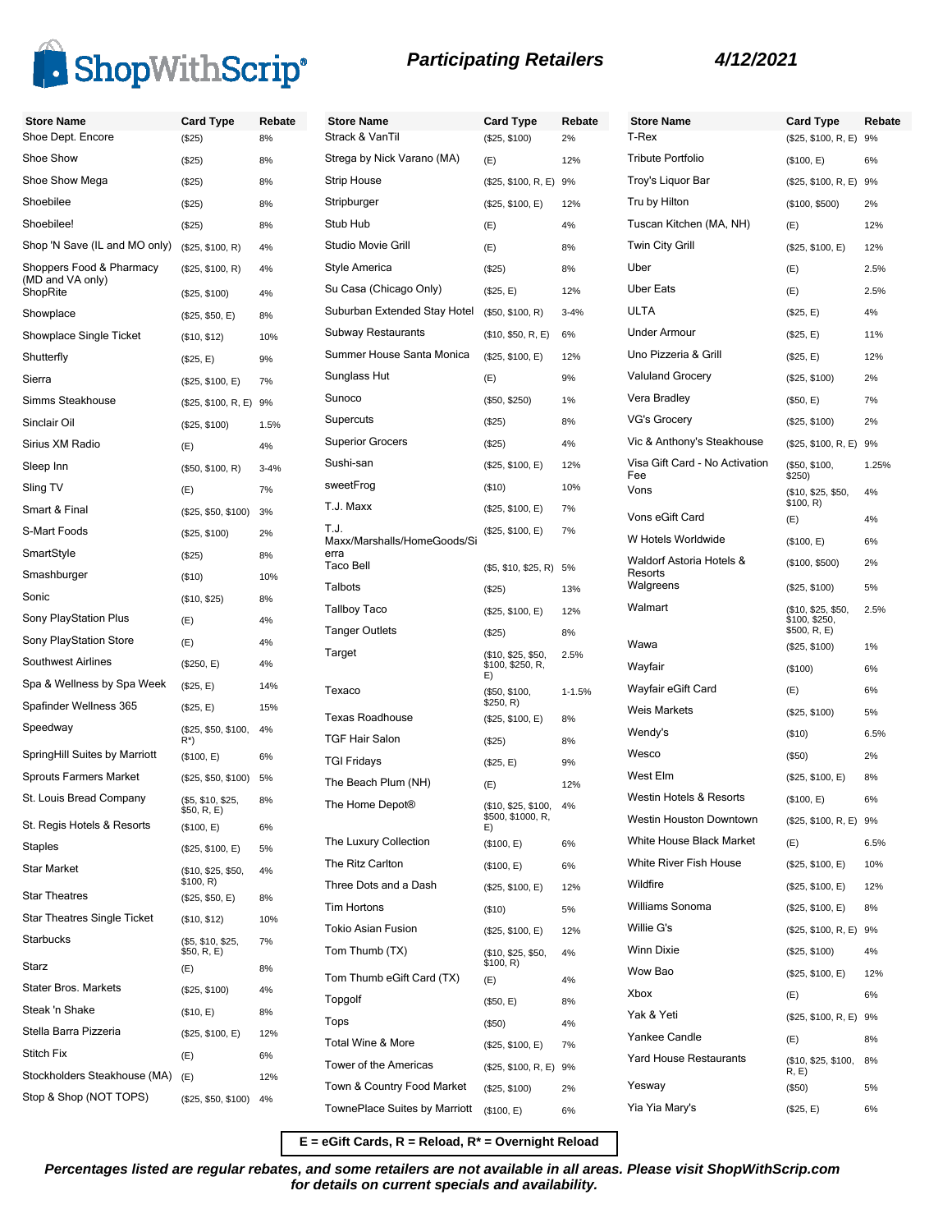ShopWithScrip®

## Participating Retailers

4/12/2021

| Store Name | Card Type | Rebate |
|---|---|---|
| Shoe Dept. Encore | ($25) | 8% |
| Shoe Show | ($25) | 8% |
| Shoe Show Mega | ($25) | 8% |
| Shoebilee | ($25) | 8% |
| Shoebilee! | ($25) | 8% |
| Shop 'N Save (IL and MO only) | ($25, $100, R) | 4% |
| Shoppers Food & Pharmacy (MD and VA only) | ($25, $100, R) | 4% |
| ShopRite | ($25, $100) | 4% |
| Showplace | ($25, $50, E) | 8% |
| Showplace Single Ticket | ($10, $12) | 10% |
| Shutterfly | ($25, E) | 9% |
| Sierra | ($25, $100, E) | 7% |
| Simms Steakhouse | ($25, $100, R, E) | 9% |
| Sinclair Oil | ($25, $100) | 1.5% |
| Sirius XM Radio | (E) | 4% |
| Sleep Inn | ($50, $100, R) | 3-4% |
| Sling TV | (E) | 7% |
| Smart & Final | ($25, $50, $100) | 3% |
| S-Mart Foods | ($25, $100) | 2% |
| SmartStyle | ($25) | 8% |
| Smashburger | ($10) | 10% |
| Sonic | ($10, $25) | 8% |
| Sony PlayStation Plus | (E) | 4% |
| Sony PlayStation Store | (E) | 4% |
| Southwest Airlines | ($250, E) | 4% |
| Spa & Wellness by Spa Week | ($25, E) | 14% |
| Spafinder Wellness 365 | ($25, E) | 15% |
| Speedway | ($25, $50, $100, R*) | 4% |
| SpringHill Suites by Marriott | ($100, E) | 6% |
| Sprouts Farmers Market | ($25, $50, $100) | 5% |
| St. Louis Bread Company | ($5, $10, $25, $50, R, E) | 8% |
| St. Regis Hotels & Resorts | ($100, E) | 6% |
| Staples | ($25, $100, E) | 5% |
| Star Market | ($10, $25, $50, $100, R) | 4% |
| Star Theatres | ($25, $50, E) | 8% |
| Star Theatres Single Ticket | ($10, $12) | 10% |
| Starbucks | ($5, $10, $25, $50, R, E) | 7% |
| Starz | (E) | 8% |
| Stater Bros. Markets | ($25, $100) | 4% |
| Steak 'n Shake | ($10, E) | 8% |
| Stella Barra Pizzeria | ($25, $100, E) | 12% |
| Stitch Fix | (E) | 6% |
| Stockholders Steakhouse (MA) | (E) | 12% |
| Stop & Shop (NOT TOPS) | ($25, $50, $100) | 4% |
| Strack & VanTil | ($25, $100) | 2% |
| Strega by Nick Varano (MA) | (E) | 12% |
| Strip House | ($25, $100, R, E) | 9% |
| Stripburger | ($25, $100, E) | 12% |
| Stub Hub | (E) | 4% |
| Studio Movie Grill | (E) | 8% |
| Style America | ($25) | 8% |
| Su Casa (Chicago Only) | ($25, E) | 12% |
| Suburban Extended Stay Hotel | ($50, $100, R) | 3-4% |
| Subway Restaurants | ($10, $50, R, E) | 6% |
| Summer House Santa Monica | ($25, $100, E) | 12% |
| Sunglass Hut | (E) | 9% |
| Sunoco | ($50, $250) | 1% |
| Supercuts | ($25) | 8% |
| Superior Grocers | ($25) | 4% |
| Sushi-san | ($25, $100, E) | 12% |
| sweetFrog | ($10) | 10% |
| T.J. Maxx | ($25, $100, E) | 7% |
| T.J. Maxx/Marshalls/HomeGoods/Sierra | ($25, $100, E) | 7% |
| Taco Bell | ($5, $10, $25, R) | 5% |
| Talbots | ($25) | 13% |
| Tallboy Taco | ($25, $100, E) | 12% |
| Tanger Outlets | ($25) | 8% |
| Target | ($10, $25, $50, $100, $250, R, E) | 2.5% |
| Texaco | ($50, $100, $250, R) | 1-1.5% |
| Texas Roadhouse | ($25, $100, E) | 8% |
| TGF Hair Salon | ($25) | 8% |
| TGI Fridays | ($25, E) | 9% |
| The Beach Plum (NH) | (E) | 12% |
| The Home Depot® | ($10, $25, $100, $500, $1000, R, E) | 4% |
| The Luxury Collection | ($100, E) | 6% |
| The Ritz Carlton | ($100, E) | 6% |
| Three Dots and a Dash | ($25, $100, E) | 12% |
| Tim Hortons | ($10) | 5% |
| Tokio Asian Fusion | ($25, $100, E) | 12% |
| Tom Thumb (TX) | ($10, $25, $50, $100, R) | 4% |
| Tom Thumb eGift Card (TX) | (E) | 4% |
| Topgolf | ($50, E) | 8% |
| Tops | ($50) | 4% |
| Total Wine & More | ($25, $100, E) | 7% |
| Tower of the Americas | ($25, $100, R, E) | 9% |
| Town & Country Food Market | ($25, $100) | 2% |
| TownePlace Suites by Marriott | ($100, E) | 6% |
| T-Rex | ($25, $100, R, E) | 9% |
| Tribute Portfolio | ($100, E) | 6% |
| Troy's Liquor Bar | ($25, $100, R, E) | 9% |
| Tru by Hilton | ($100, $500) | 2% |
| Tuscan Kitchen (MA, NH) | (E) | 12% |
| Twin City Grill | ($25, $100, E) | 12% |
| Uber | (E) | 2.5% |
| Uber Eats | (E) | 2.5% |
| ULTA | ($25, E) | 4% |
| Under Armour | ($25, E) | 11% |
| Uno Pizzeria & Grill | ($25, E) | 12% |
| Valuland Grocery | ($25, $100) | 2% |
| Vera Bradley | ($50, E) | 7% |
| VG's Grocery | ($25, $100) | 2% |
| Vic & Anthony's Steakhouse | ($25, $100, R, E) | 9% |
| Visa Gift Card - No Activation Fee | ($50, $100, $250) | 1.25% |
| Vons | ($10, $25, $50, $100, R) | 4% |
| Vons eGift Card | (E) | 4% |
| W Hotels Worldwide | ($100, E) | 6% |
| Waldorf Astoria Hotels & Resorts | ($100, $500) | 2% |
| Walgreens | ($25, $100) | 5% |
| Walmart | ($10, $25, $50, $100, $250, $500, R, E) | 2.5% |
| Wawa | ($25, $100) | 1% |
| Wayfair | ($100) | 6% |
| Wayfair eGift Card | (E) | 6% |
| Weis Markets | ($25, $100) | 5% |
| Wendy's | ($10) | 6.5% |
| Wesco | ($50) | 2% |
| West Elm | ($25, $100, E) | 8% |
| Westin Hotels & Resorts | ($100, E) | 6% |
| Westin Houston Downtown | ($25, $100, R, E) | 9% |
| White House Black Market | (E) | 6.5% |
| White River Fish House | ($25, $100, E) | 10% |
| Wildfire | ($25, $100, E) | 12% |
| Williams Sonoma | ($25, $100, E) | 8% |
| Willie G's | ($25, $100, R, E) | 9% |
| Winn Dixie | ($25, $100) | 4% |
| Wow Bao | ($25, $100, E) | 12% |
| Xbox | (E) | 6% |
| Yak & Yeti | ($25, $100, R, E) | 9% |
| Yankee Candle | (E) | 8% |
| Yard House Restaurants | ($10, $25, $100, R, E) | 8% |
| Yesway | ($50) | 5% |
| Yia Yia Mary's | ($25, E) | 6% |

**E = eGift Cards, R = Reload, R* = Overnight Reload**

***Percentages listed are regular rebates, and some retailers are not available in all areas. Please visit ShopWithScrip.com for details on current specials and availability.***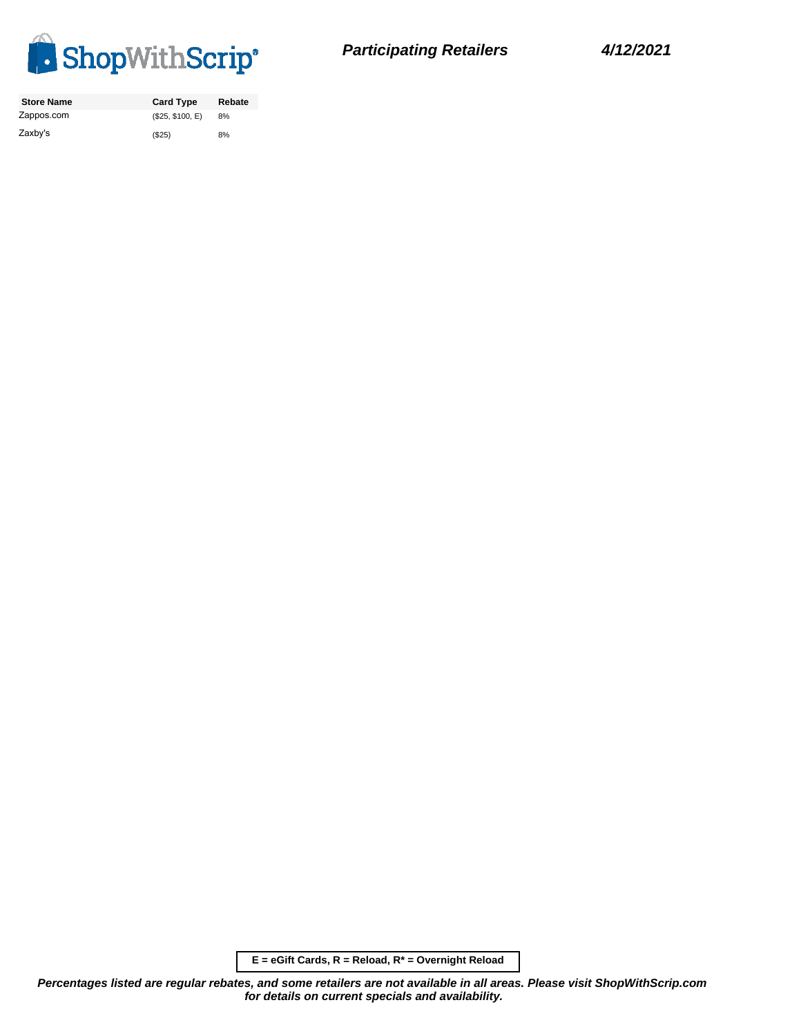ShopWithScrip®

**_Participating Retailers_** **_4/12/2021_**

| Store Name | Card Type | Rebate |
|---|---|---|
| Zappos.com | ($25, $100, E) | 8% |
| Zaxby's | ($25) | 8% |

**E = eGift Cards, R = Reload, R* = Overnight Reload**

***Percentages listed are regular rebates, and some retailers are not available in all areas. Please visit ShopWithScrip.com for details on current specials and availability.***